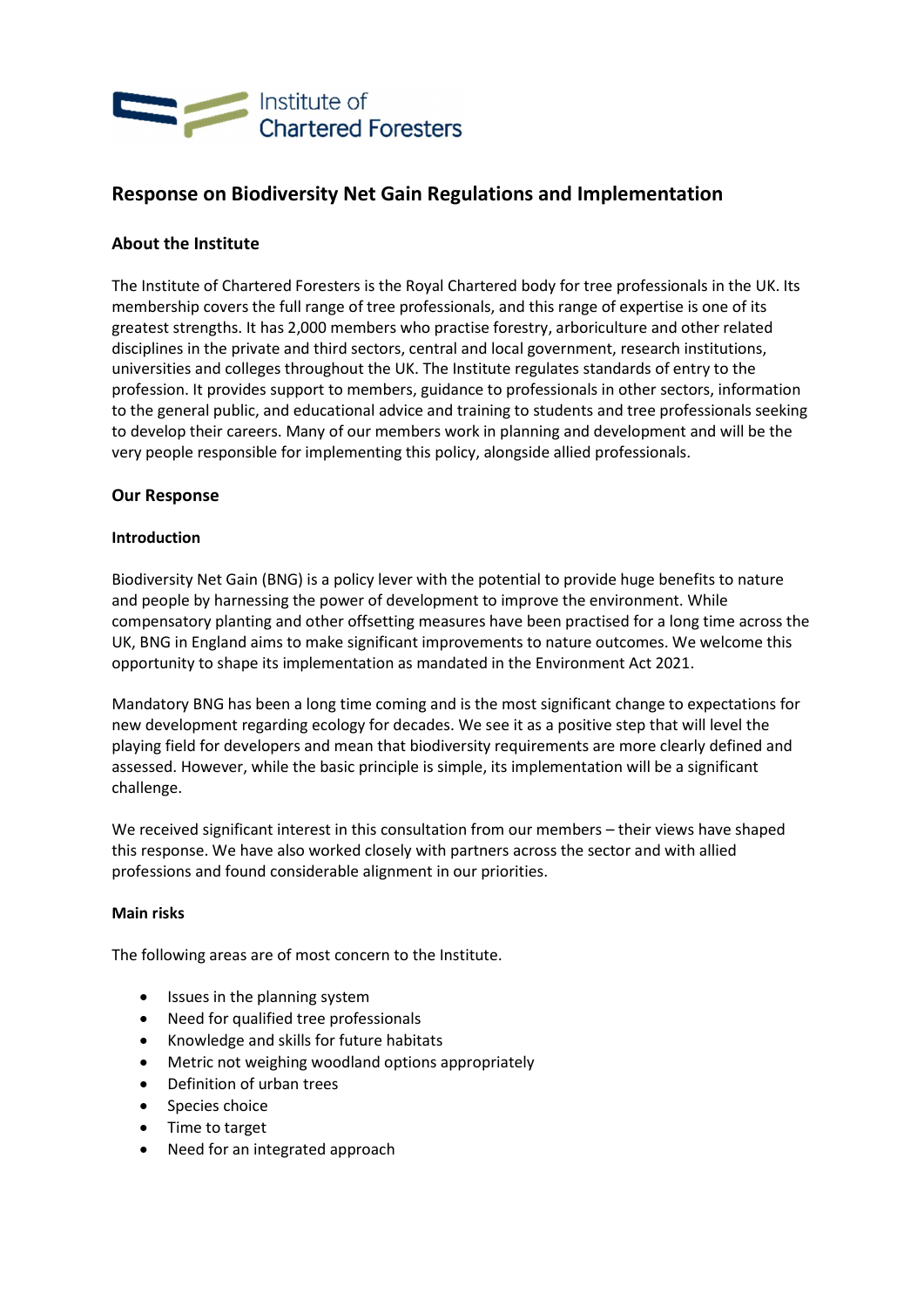Institute of Chartered Foresters

# Response on Biodiversity Net Gain Regulations and Implementation

## About the Institute

The Institute of Chartered Foresters is the Royal Chartered body for tree professionals in the UK. Its membership covers the full range of tree professionals, and this range of expertise is one of its greatest strengths. It has 2,000 members who practise forestry, arboriculture and other related disciplines in the private and third sectors, central and local government, research institutions, universities and colleges throughout the UK. The Institute regulates standards of entry to the profession. It provides support to members, guidance to professionals in other sectors, information to the general public, and educational advice and training to students and tree professionals seeking to develop their careers. Many of our members work in planning and development and will be the very people responsible for implementing this policy, alongside allied professionals.

## Our Response

### Introduction

Biodiversity Net Gain (BNG) is a policy lever with the potential to provide huge benefits to nature and people by harnessing the power of development to improve the environment. While compensatory planting and other offsetting measures have been practised for a long time across the UK, BNG in England aims to make significant improvements to nature outcomes. We welcome this opportunity to shape its implementation as mandated in the Environment Act 2021.

Mandatory BNG has been a long time coming and is the most significant change to expectations for new development regarding ecology for decades. We see it as a positive step that will level the playing field for developers and mean that biodiversity requirements are more clearly defined and assessed. However, while the basic principle is simple, its implementation will be a significant challenge.

We received significant interest in this consultation from our members – their views have shaped this response. We have also worked closely with partners across the sector and with allied professions and found considerable alignment in our priorities.

### Main risks

The following areas are of most concern to the Institute.

- Issues in the planning system
- Need for qualified tree professionals
- Knowledge and skills for future habitats
- Metric not weighing woodland options appropriately
- Definition of urban trees
- Species choice
- Time to target
- Need for an integrated approach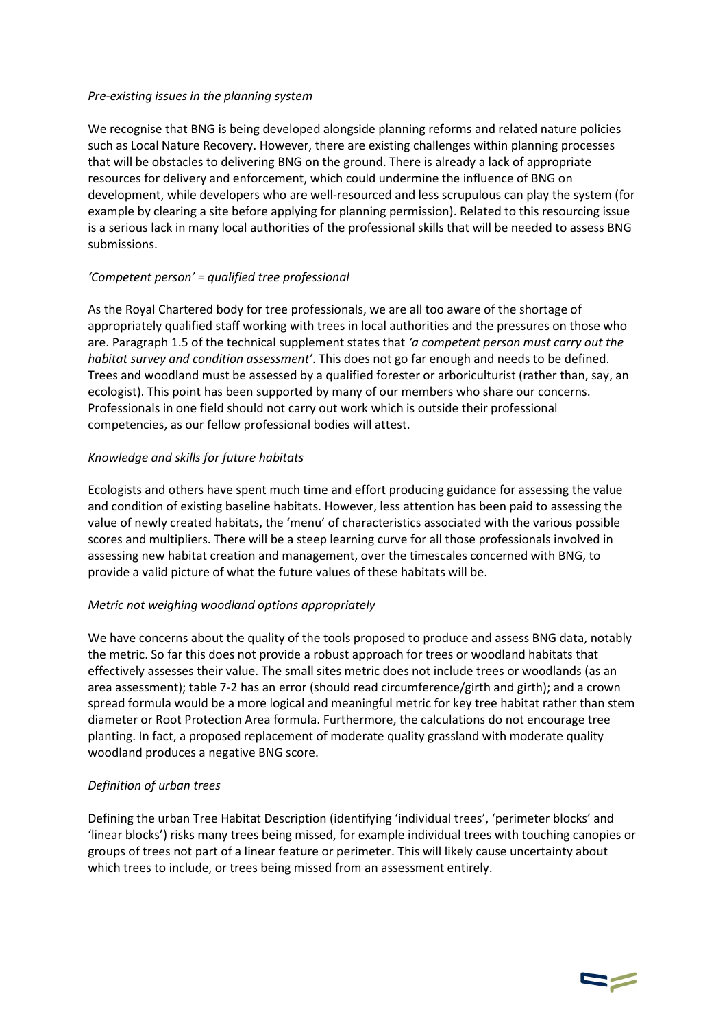*Pre-existing issues in the planning system*

We recognise that BNG is being developed alongside planning reforms and related nature policies such as Local Nature Recovery. However, there are existing challenges within planning processes that will be obstacles to delivering BNG on the ground. There is already a lack of appropriate resources for delivery and enforcement, which could undermine the influence of BNG on development, while developers who are well-resourced and less scrupulous can play the system (for example by clearing a site before applying for planning permission). Related to this resourcing issue is a serious lack in many local authorities of the professional skills that will be needed to assess BNG submissions.

*'Competent person' = qualified tree professional*

As the Royal Chartered body for tree professionals, we are all too aware of the shortage of appropriately qualified staff working with trees in local authorities and the pressures on those who are. Paragraph 1.5 of the technical supplement states that *'a competent person must carry out the habitat survey and condition assessment'*. This does not go far enough and needs to be defined. Trees and woodland must be assessed by a qualified forester or arboriculturist (rather than, say, an ecologist). This point has been supported by many of our members who share our concerns. Professionals in one field should not carry out work which is outside their professional competencies, as our fellow professional bodies will attest.

*Knowledge and skills for future habitats*

Ecologists and others have spent much time and effort producing guidance for assessing the value and condition of existing baseline habitats. However, less attention has been paid to assessing the value of newly created habitats, the 'menu' of characteristics associated with the various possible scores and multipliers. There will be a steep learning curve for all those professionals involved in assessing new habitat creation and management, over the timescales concerned with BNG, to provide a valid picture of what the future values of these habitats will be.

*Metric not weighing woodland options appropriately*

We have concerns about the quality of the tools proposed to produce and assess BNG data, notably the metric. So far this does not provide a robust approach for trees or woodland habitats that effectively assesses their value. The small sites metric does not include trees or woodlands (as an area assessment); table 7-2 has an error (should read circumference/girth and girth); and a crown spread formula would be a more logical and meaningful metric for key tree habitat rather than stem diameter or Root Protection Area formula. Furthermore, the calculations do not encourage tree planting. In fact, a proposed replacement of moderate quality grassland with moderate quality woodland produces a negative BNG score.

*Definition of urban trees*

Defining the urban Tree Habitat Description (identifying 'individual trees', 'perimeter blocks' and 'linear blocks') risks many trees being missed, for example individual trees with touching canopies or groups of trees not part of a linear feature or perimeter. This will likely cause uncertainty about which trees to include, or trees being missed from an assessment entirely.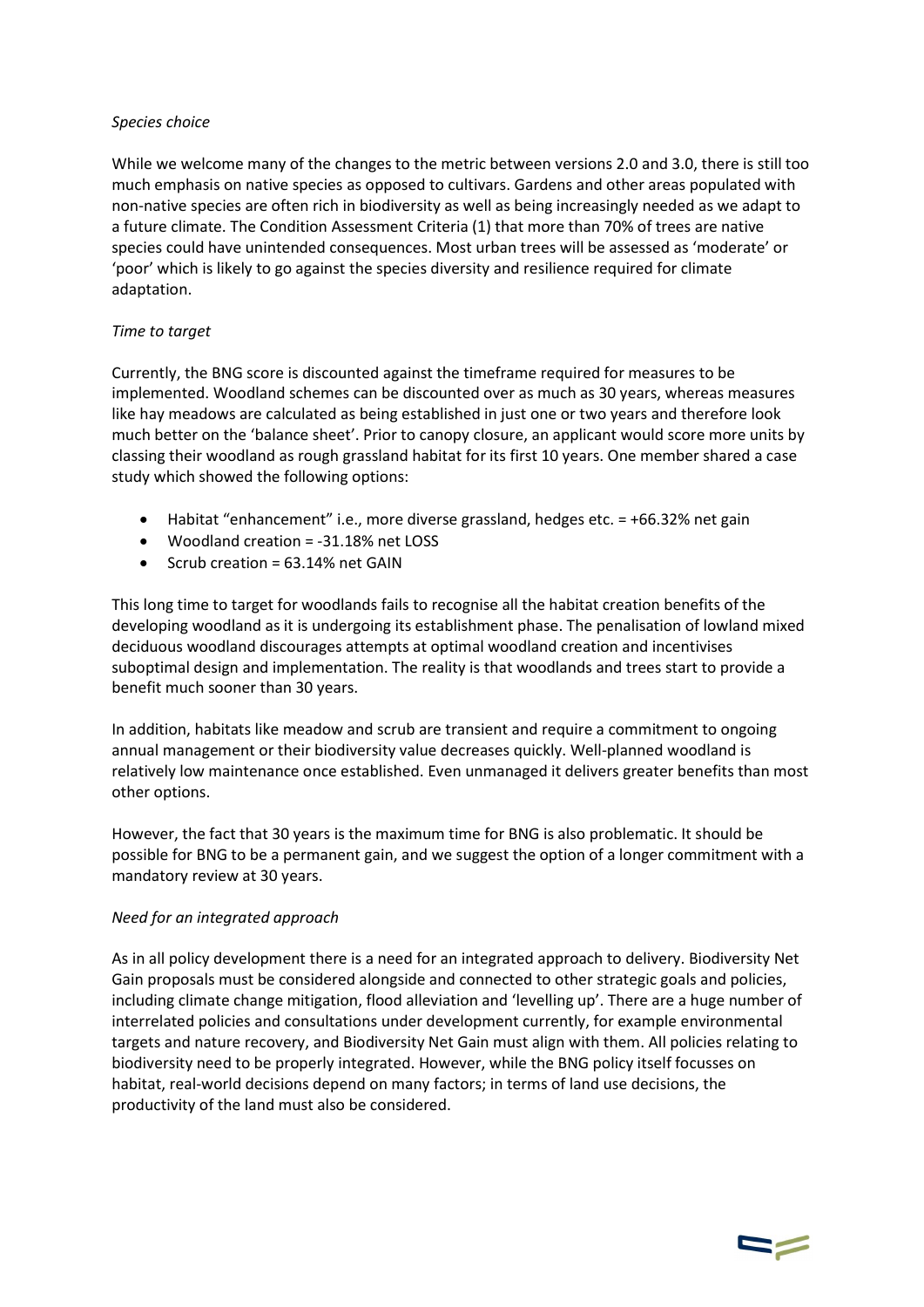*Species choice*

While we welcome many of the changes to the metric between versions 2.0 and 3.0, there is still too much emphasis on native species as opposed to cultivars. Gardens and other areas populated with non-native species are often rich in biodiversity as well as being increasingly needed as we adapt to a future climate. The Condition Assessment Criteria (1) that more than 70% of trees are native species could have unintended consequences. Most urban trees will be assessed as 'moderate' or 'poor' which is likely to go against the species diversity and resilience required for climate adaptation.

*Time to target*

Currently, the BNG score is discounted against the timeframe required for measures to be implemented. Woodland schemes can be discounted over as much as 30 years, whereas measures like hay meadows are calculated as being established in just one or two years and therefore look much better on the 'balance sheet'. Prior to canopy closure, an applicant would score more units by classing their woodland as rough grassland habitat for its first 10 years. One member shared a case study which showed the following options:

- Habitat "enhancement" i.e., more diverse grassland, hedges etc. = +66.32% net gain
- Woodland creation = -31.18% net LOSS
- Scrub creation = 63.14% net GAIN

This long time to target for woodlands fails to recognise all the habitat creation benefits of the developing woodland as it is undergoing its establishment phase. The penalisation of lowland mixed deciduous woodland discourages attempts at optimal woodland creation and incentivises suboptimal design and implementation. The reality is that woodlands and trees start to provide a benefit much sooner than 30 years.

In addition, habitats like meadow and scrub are transient and require a commitment to ongoing annual management or their biodiversity value decreases quickly. Well-planned woodland is relatively low maintenance once established. Even unmanaged it delivers greater benefits than most other options.

However, the fact that 30 years is the maximum time for BNG is also problematic. It should be possible for BNG to be a permanent gain, and we suggest the option of a longer commitment with a mandatory review at 30 years.

*Need for an integrated approach*

As in all policy development there is a need for an integrated approach to delivery. Biodiversity Net Gain proposals must be considered alongside and connected to other strategic goals and policies, including climate change mitigation, flood alleviation and 'levelling up'. There are a huge number of interrelated policies and consultations under development currently, for example environmental targets and nature recovery, and Biodiversity Net Gain must align with them. All policies relating to biodiversity need to be properly integrated. However, while the BNG policy itself focusses on habitat, real-world decisions depend on many factors; in terms of land use decisions, the productivity of the land must also be considered.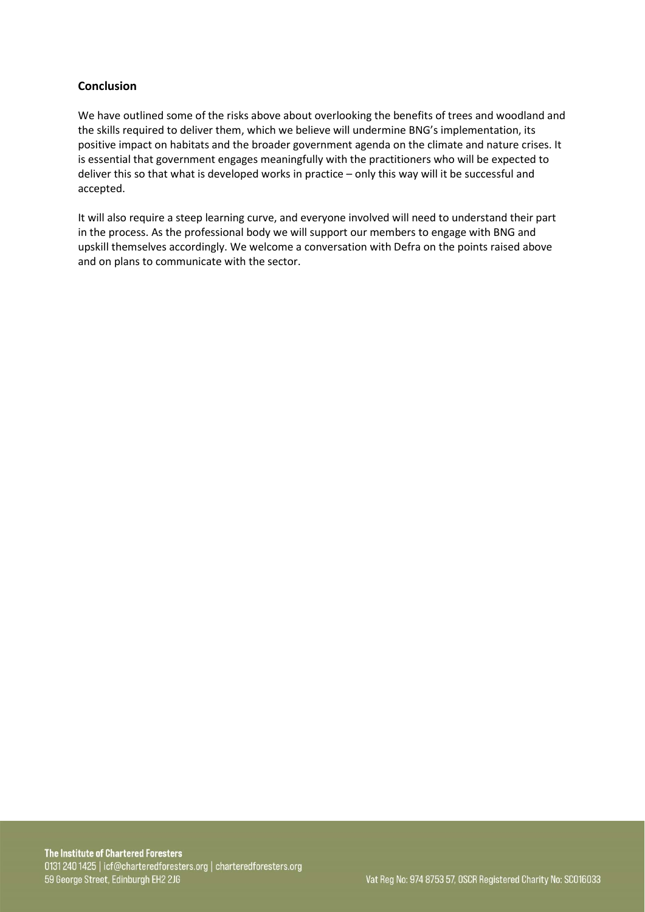## Conclusion

We have outlined some of the risks above about overlooking the benefits of trees and woodland and the skills required to deliver them, which we believe will undermine BNG's implementation, its positive impact on habitats and the broader government agenda on the climate and nature crises. It is essential that government engages meaningfully with the practitioners who will be expected to deliver this so that what is developed works in practice – only this way will it be successful and accepted.

It will also require a steep learning curve, and everyone involved will need to understand their part in the process. As the professional body we will support our members to engage with BNG and upskill themselves accordingly. We welcome a conversation with Defra on the points raised above and on plans to communicate with the sector.